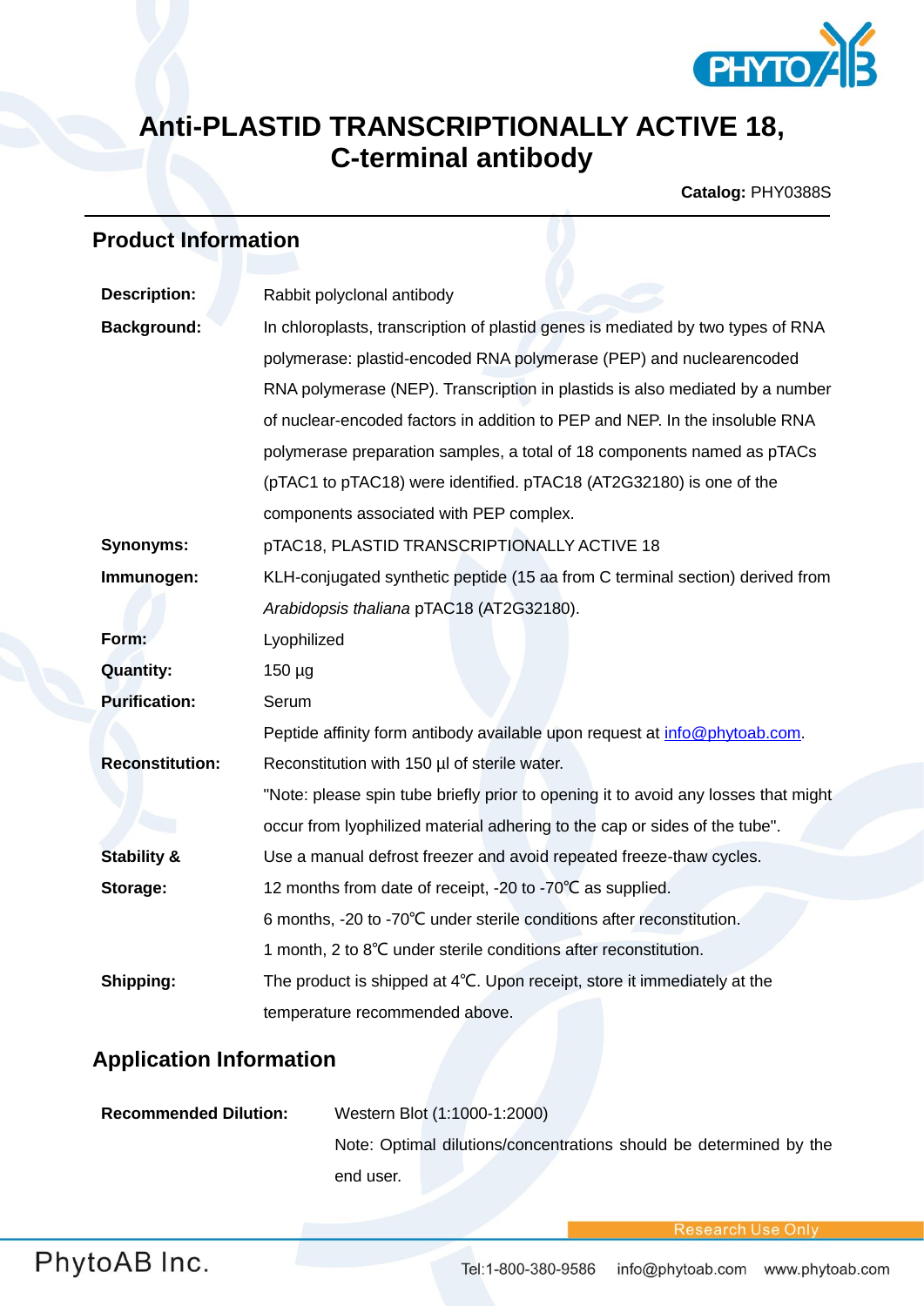# Anti-PLASTID TRANSCRIPTIONALLY ACTIVE 18, C-terminal antibody

**Catalog:** PHY0388S

## Product Information

**Description:** Rabbit polyclonal antibody

**Background:** In chloroplasts, transcription of plastid genes is mediated by two types of RNA polymerase: plastid-encoded RNA polymerase (PEP) and nuclearencoded RNA polymerase (NEP). Transcription in plastids is also mediated by a number of nuclear-encoded factors in addition to PEP and NEP. In the insoluble RNA polymerase preparation samples, a total of 18 components named as pTACs (pTAC1 to pTAC18) were identified. pTAC18 (AT2G32180) is one of the components associated with PEP complex.

**Synonyms:** pTAC18, PLASTID TRANSCRIPTIONALLY ACTIVE 18

**Immunogen:** KLH-conjugated synthetic peptide (15 aa from C terminal section) derived from *Arabidopsis thaliana* pTAC18 (AT2G32180).

**Form:** Lyophilized

**Quantity:** 150 µg

**Purification:** Serum

Peptide affinity form antibody available upon request at info@phytoab.com.

**Reconstitution:** Reconstitution with 150 µl of sterile water.

"Note: please spin tube briefly prior to opening it to avoid any losses that might occur from lyophilized material adhering to the cap or sides of the tube".

**Stability & Storage:** Use a manual defrost freezer and avoid repeated freeze-thaw cycles.

12 months from date of receipt, -20 to -70℃ as supplied.

6 months, -20 to -70℃ under sterile conditions after reconstitution.

1 month, 2 to 8℃ under sterile conditions after reconstitution.

**Shipping:** The product is shipped at 4℃. Upon receipt, store it immediately at the temperature recommended above.

## Application Information

**Recommended Dilution:** Western Blot (1:1000-1:2000)

Note: Optimal dilutions/concentrations should be determined by the end user.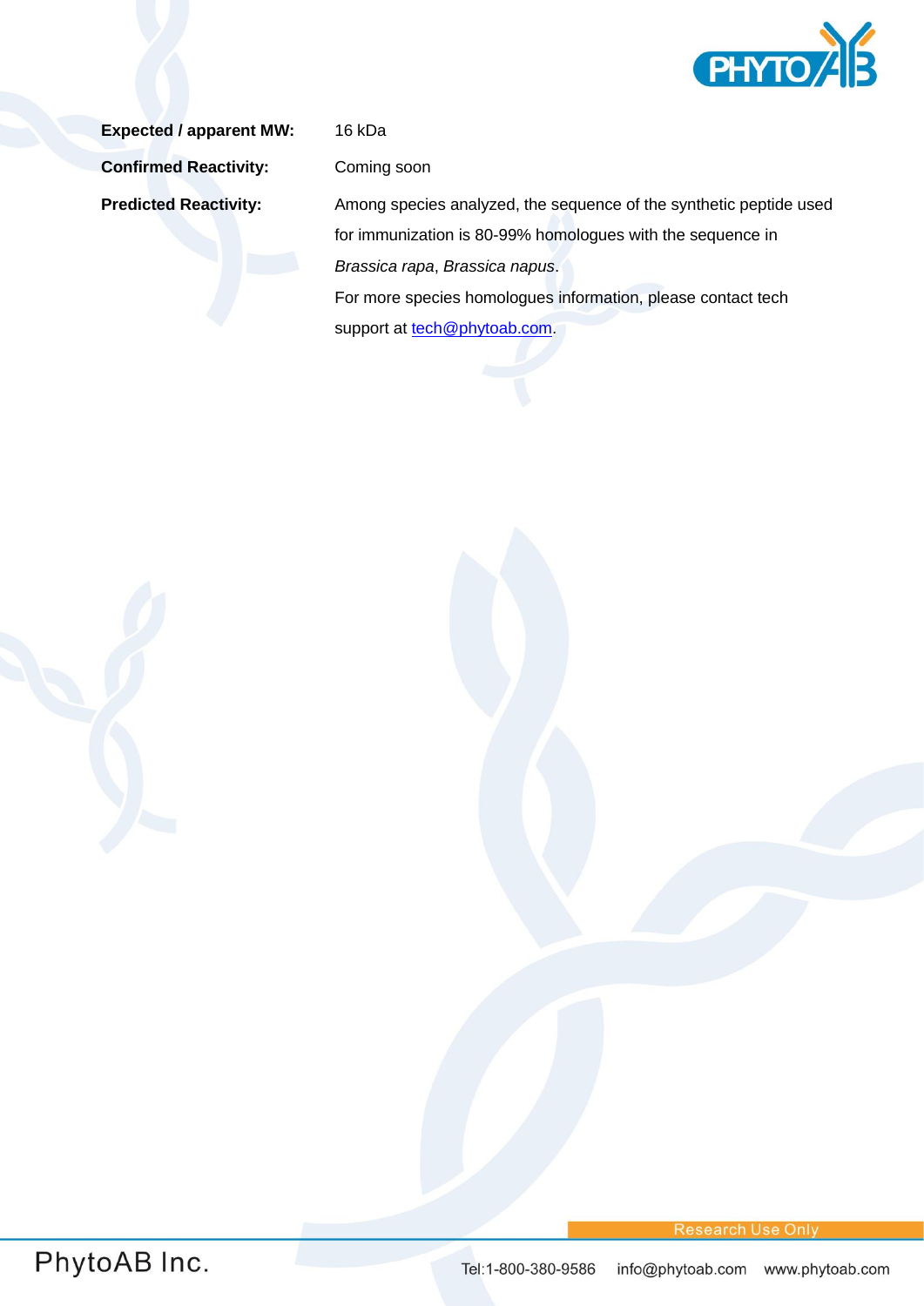| | |
|---|---|
| **Expected / apparent MW:** | 16 kDa |
| **Confirmed Reactivity:** | Coming soon |
| **Predicted Reactivity:** | Among species analyzed, the sequence of the synthetic peptide used for immunization is 80-99% homologues with the sequence in *Brassica rapa*, *Brassica napus*. For more species homologues information, please contact tech support at tech@phytoab.com. |

Research Use Only